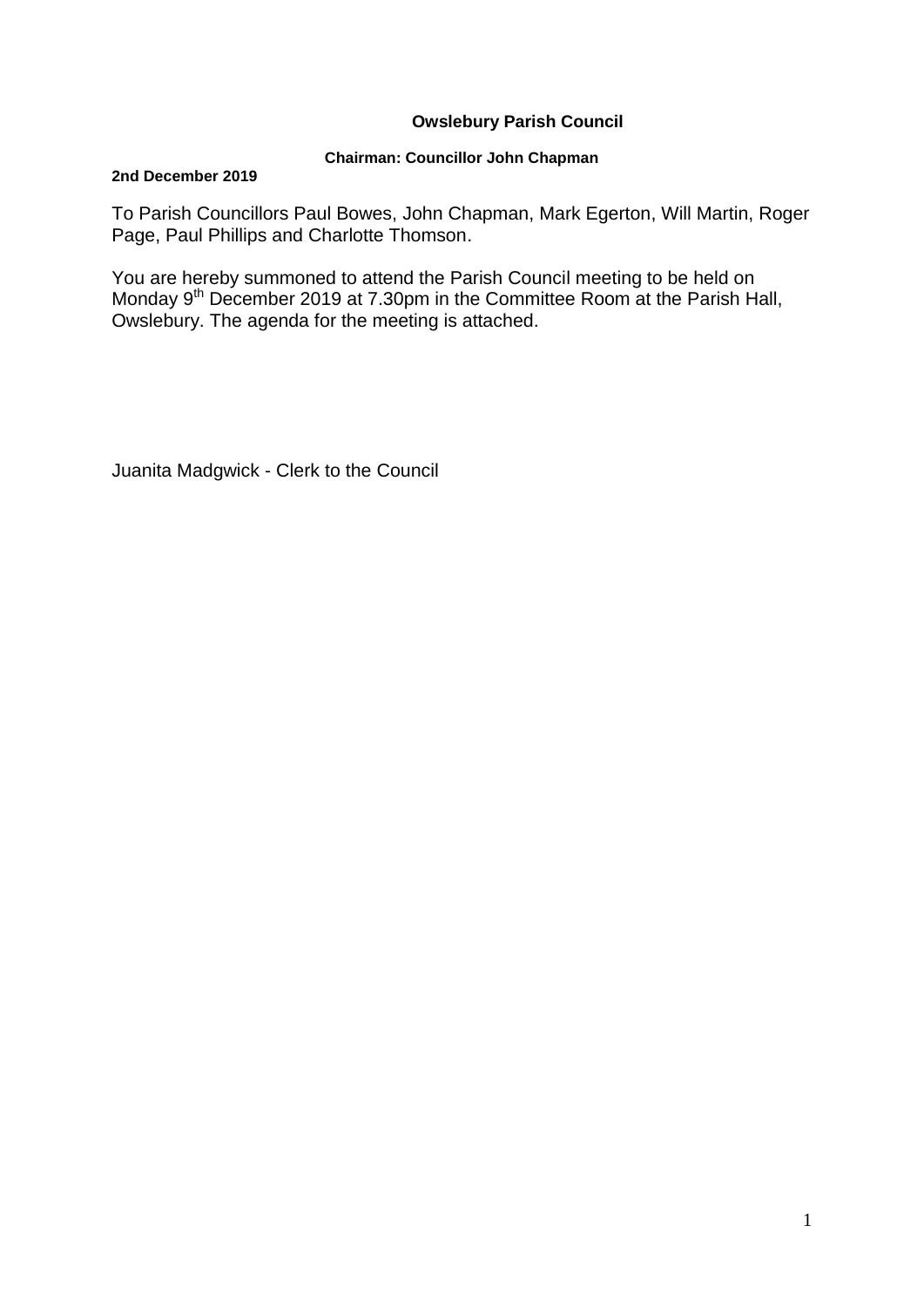**Owslebury Parish Council**

**Chairman: Councillor John Chapman**

**2nd December 2019**

To Parish Councillors Paul Bowes, John Chapman, Mark Egerton, Will Martin, Roger Page, Paul Phillips and Charlotte Thomson.

You are hereby summoned to attend the Parish Council meeting to be held on Monday 9th December 2019 at 7.30pm in the Committee Room at the Parish Hall, Owslebury. The agenda for the meeting is attached.

Juanita Madgwick - Clerk to the Council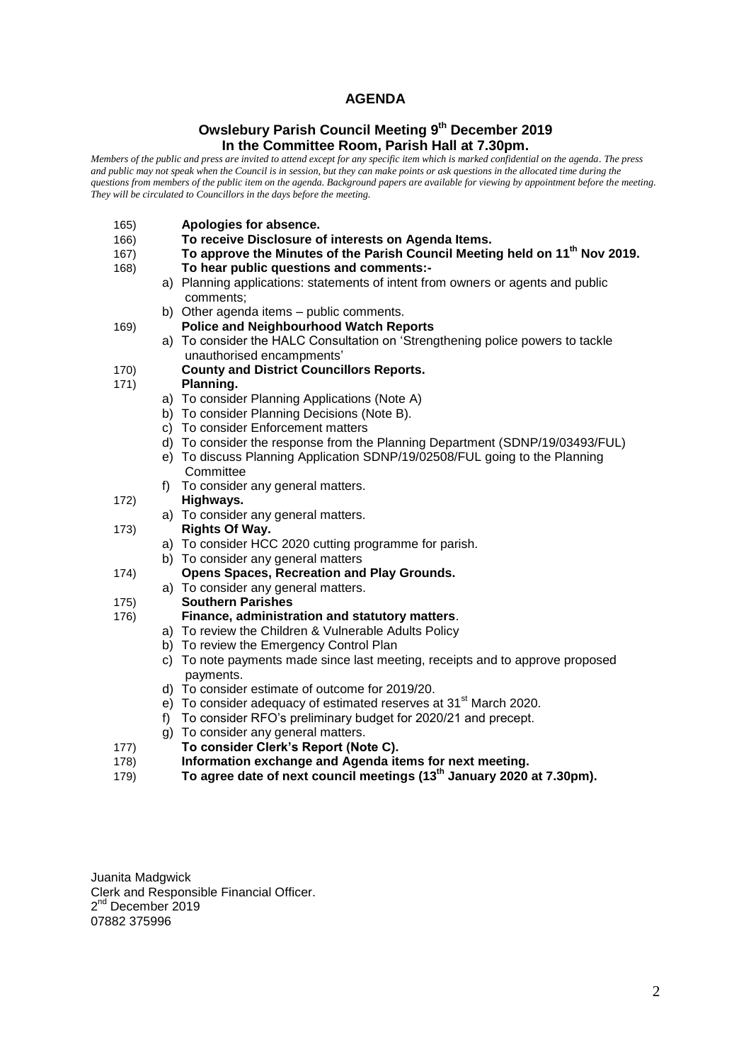# AGENDA

## Owslebury Parish Council Meeting 9th December 2019
## In the Committee Room, Parish Hall at 7.30pm.

*Members of the public and press are invited to attend except for any specific item which is marked confidential on the agenda. The press and public may not speak when the Council is in session, but they can make points or ask questions in the allocated time during the questions from members of the public item on the agenda. Background papers are available for viewing by appointment before the meeting. They will be circulated to Councillors in the days before the meeting.*

165) **Apologies for absence.**

166) **To receive Disclosure of interests on Agenda Items.**

167) **To approve the Minutes of the Parish Council Meeting held on 11th Nov 2019.**

168) **To hear public questions and comments:-**
   - a) Planning applications: statements of intent from owners or agents and public comments;
   - b) Other agenda items – public comments.

169) **Police and Neighbourhood Watch Reports**
   - a) To consider the HALC Consultation on 'Strengthening police powers to tackle unauthorised encampments'

170) **County and District Councillors Reports.**

171) **Planning.**
   - a) To consider Planning Applications (Note A)
   - b) To consider Planning Decisions (Note B).
   - c) To consider Enforcement matters
   - d) To consider the response from the Planning Department (SDNP/19/03493/FUL)
   - e) To discuss Planning Application SDNP/19/02508/FUL going to the Planning Committee
   - f) To consider any general matters.

172) **Highways.**
   - a) To consider any general matters.

173) **Rights Of Way.**
   - a) To consider HCC 2020 cutting programme for parish.
   - b) To consider any general matters

174) **Opens Spaces, Recreation and Play Grounds.**
   - a) To consider any general matters.

175) **Southern Parishes**

176) **Finance, administration and statutory matters**.
   - a) To review the Children & Vulnerable Adults Policy
   - b) To review the Emergency Control Plan
   - c) To note payments made since last meeting, receipts and to approve proposed payments.
   - d) To consider estimate of outcome for 2019/20.
   - e) To consider adequacy of estimated reserves at 31st March 2020.
   - f) To consider RFO's preliminary budget for 2020/21 and precept.
   - g) To consider any general matters.

177) **To consider Clerk's Report (Note C).**

178) **Information exchange and Agenda items for next meeting.**

179) **To agree date of next council meetings (13th January 2020 at 7.30pm).**

Juanita Madgwick
Clerk and Responsible Financial Officer.
2nd December 2019
07882 375996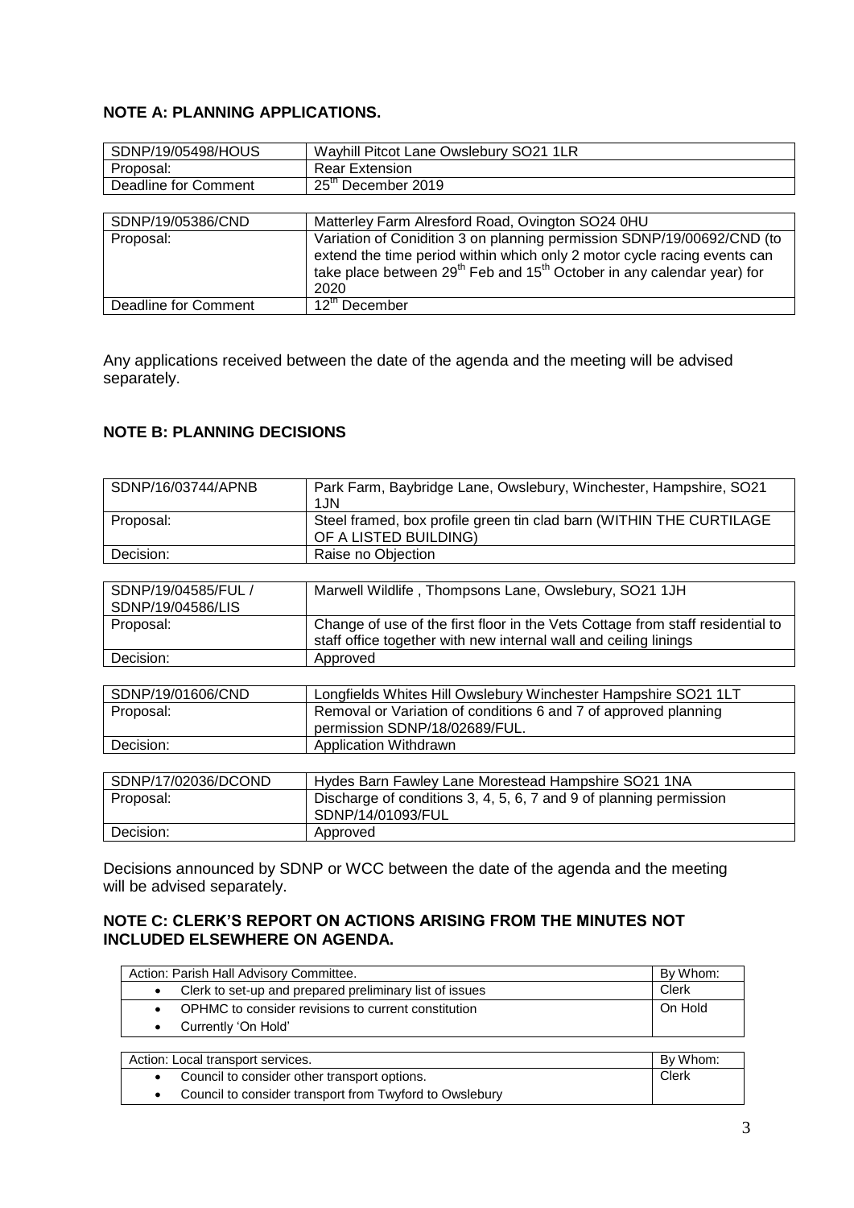## NOTE A: PLANNING APPLICATIONS.

| SDNP/19/05498/HOUS | Wayhill Pitcot Lane Owslebury SO21 1LR |
|---|---|
| Proposal: | Rear Extension |
| Deadline for Comment | 25th December 2019 |

| SDNP/19/05386/CND | Matterley Farm Alresford Road, Ovington SO24 0HU |
|---|---|
| Proposal: | Variation of Conidition 3 on planning permission SDNP/19/00692/CND (to extend the time period within which only 2 motor cycle racing events can take place between 29th Feb and 15th October in any calendar year) for 2020 |
| Deadline for Comment | 12th December |

Any applications received between the date of the agenda and the meeting will be advised separately.

## NOTE B: PLANNING DECISIONS

| SDNP/16/03744/APNB | Park Farm, Baybridge Lane, Owslebury, Winchester, Hampshire, SO21 1JN |
|---|---|
| Proposal: | Steel framed, box profile green tin clad barn (WITHIN THE CURTILAGE OF A LISTED BUILDING) |
| Decision: | Raise no Objection |

| SDNP/19/04585/FUL / SDNP/19/04586/LIS | Marwell Wildlife , Thompsons Lane, Owslebury, SO21 1JH |
|---|---|
| Proposal: | Change of use of the first floor in the Vets Cottage from staff residential to staff office together with new internal wall and ceiling linings |
| Decision: | Approved |

| SDNP/19/01606/CND | Longfields Whites Hill Owslebury Winchester Hampshire SO21 1LT |
|---|---|
| Proposal: | Removal or Variation of conditions 6 and 7 of approved planning permission SDNP/18/02689/FUL. |
| Decision: | Application Withdrawn |

| SDNP/17/02036/DCOND | Hydes Barn Fawley Lane Morestead Hampshire SO21 1NA |
|---|---|
| Proposal: | Discharge of conditions 3, 4, 5, 6, 7 and 9 of planning permission SDNP/14/01093/FUL |
| Decision: | Approved |

Decisions announced by SDNP or WCC between the date of the agenda and the meeting will be advised separately.

## NOTE C: CLERK'S REPORT ON ACTIONS ARISING FROM THE MINUTES NOT INCLUDED ELSEWHERE ON AGENDA.

| Action: Parish Hall Advisory Committee. | By Whom: |
|---|---|
| • Clerk to set-up and prepared preliminary list of issues | Clerk |
| • OPHMC to consider revisions to current constitution<br>• Currently 'On Hold' | On Hold |

| Action: Local transport services. | By Whom: |
|---|---|
| • Council to consider other transport options.<br>• Council to consider transport from Twyford to Owslebury | Clerk |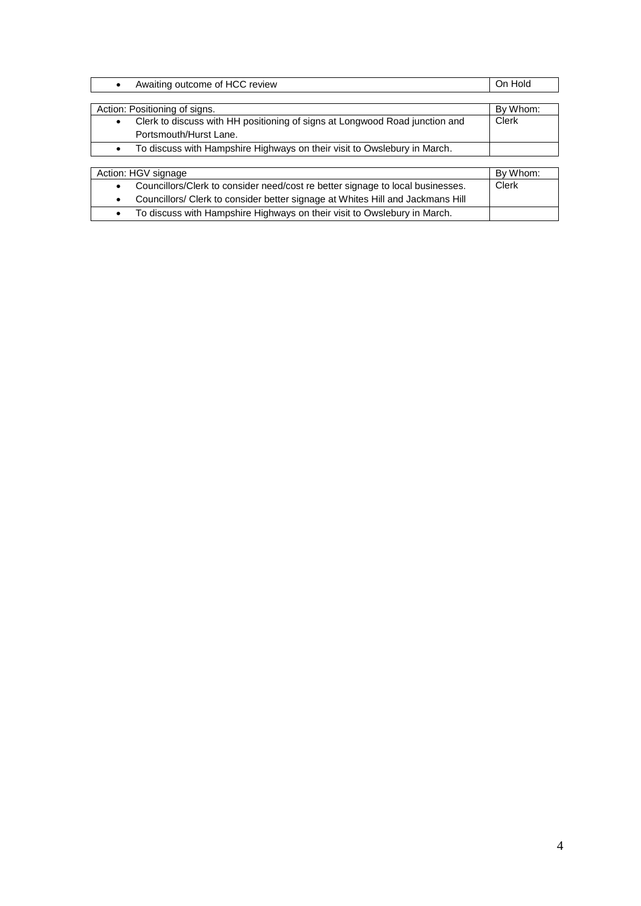| | |
|---|---|
| • Awaiting outcome of HCC review | On Hold |

| Action: Positioning of signs. | By Whom: |
|---|---|
| • Clerk to discuss with HH positioning of signs at Longwood Road junction and Portsmouth/Hurst Lane. | Clerk |
| • To discuss with Hampshire Highways on their visit to Owslebury in March. | |

| Action: HGV signage | By Whom: |
|---|---|
| • Councillors/Clerk to consider need/cost re better signage to local businesses. • Councillors/ Clerk to consider better signage at Whites Hill and Jackmans Hill | Clerk |
| • To discuss with Hampshire Highways on their visit to Owslebury in March. | |